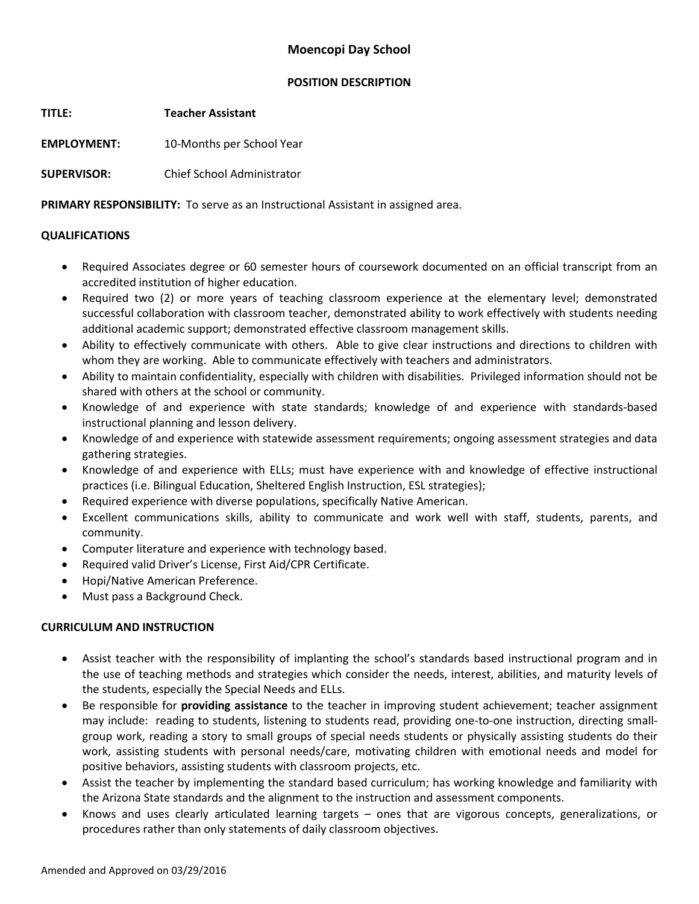# Moencopi Day School

## POSITION DESCRIPTION

**TITLE:** **Teacher Assistant**

**EMPLOYMENT:** 10-Months per School Year

**SUPERVISOR:** Chief School Administrator

**PRIMARY RESPONSIBILITY:** To serve as an Instructional Assistant in assigned area.

### QUALIFICATIONS

- Required Associates degree or 60 semester hours of coursework documented on an official transcript from an accredited institution of higher education.
- Required two (2) or more years of teaching classroom experience at the elementary level; demonstrated successful collaboration with classroom teacher, demonstrated ability to work effectively with students needing additional academic support; demonstrated effective classroom management skills.
- Ability to effectively communicate with others. Able to give clear instructions and directions to children with whom they are working. Able to communicate effectively with teachers and administrators.
- Ability to maintain confidentiality, especially with children with disabilities. Privileged information should not be shared with others at the school or community.
- Knowledge of and experience with state standards; knowledge of and experience with standards-based instructional planning and lesson delivery.
- Knowledge of and experience with statewide assessment requirements; ongoing assessment strategies and data gathering strategies.
- Knowledge of and experience with ELLs; must have experience with and knowledge of effective instructional practices (i.e. Bilingual Education, Sheltered English Instruction, ESL strategies);
- Required experience with diverse populations, specifically Native American.
- Excellent communications skills, ability to communicate and work well with staff, students, parents, and community.
- Computer literature and experience with technology based.
- Required valid Driver's License, First Aid/CPR Certificate.
- Hopi/Native American Preference.
- Must pass a Background Check.

### CURRICULUM AND INSTRUCTION

- Assist teacher with the responsibility of implanting the school's standards based instructional program and in the use of teaching methods and strategies which consider the needs, interest, abilities, and maturity levels of the students, especially the Special Needs and ELLs.
- Be responsible for **providing assistance** to the teacher in improving student achievement; teacher assignment may include: reading to students, listening to students read, providing one-to-one instruction, directing small-group work, reading a story to small groups of special needs students or physically assisting students do their work, assisting students with personal needs/care, motivating children with emotional needs and model for positive behaviors, assisting students with classroom projects, etc.
- Assist the teacher by implementing the standard based curriculum; has working knowledge and familiarity with the Arizona State standards and the alignment to the instruction and assessment components.
- Knows and uses clearly articulated learning targets – ones that are vigorous concepts, generalizations, or procedures rather than only statements of daily classroom objectives.

Amended and Approved on 03/29/2016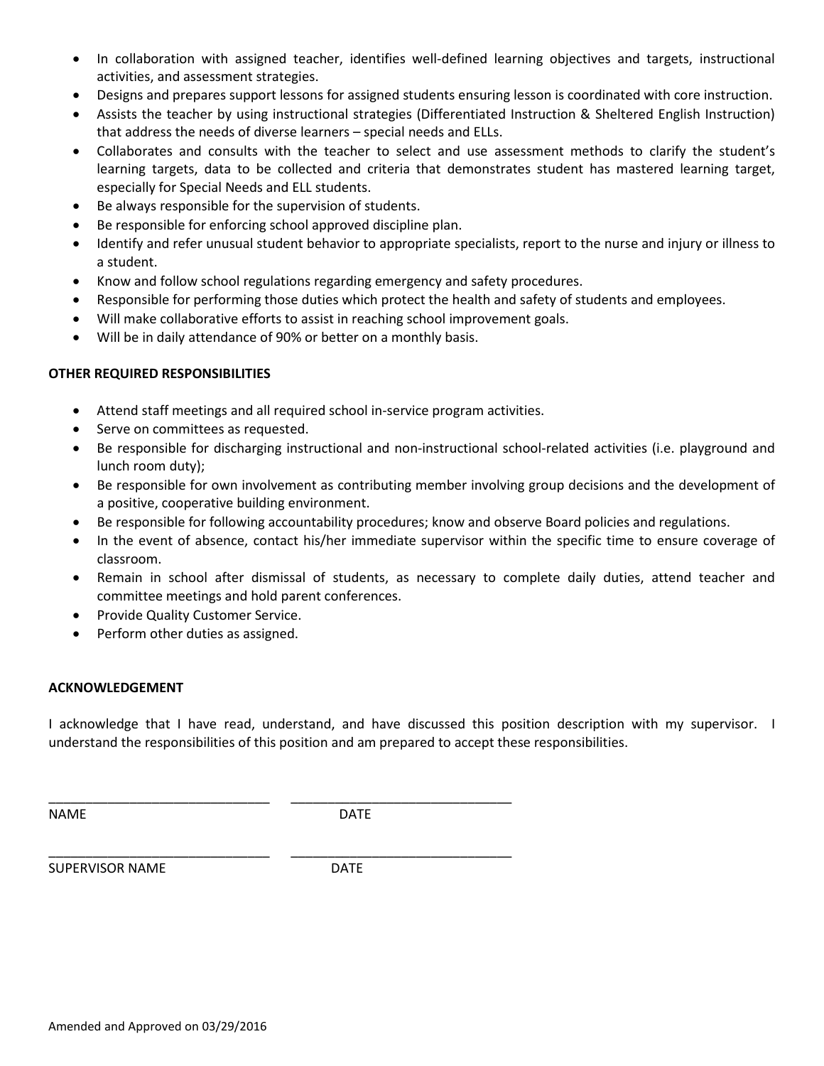- In collaboration with assigned teacher, identifies well-defined learning objectives and targets, instructional activities, and assessment strategies.
- Designs and prepares support lessons for assigned students ensuring lesson is coordinated with core instruction.
- Assists the teacher by using instructional strategies (Differentiated Instruction & Sheltered English Instruction) that address the needs of diverse learners – special needs and ELLs.
- Collaborates and consults with the teacher to select and use assessment methods to clarify the student's learning targets, data to be collected and criteria that demonstrates student has mastered learning target, especially for Special Needs and ELL students.
- Be always responsible for the supervision of students.
- Be responsible for enforcing school approved discipline plan.
- Identify and refer unusual student behavior to appropriate specialists, report to the nurse and injury or illness to a student.
- Know and follow school regulations regarding emergency and safety procedures.
- Responsible for performing those duties which protect the health and safety of students and employees.
- Will make collaborative efforts to assist in reaching school improvement goals.
- Will be in daily attendance of 90% or better on a monthly basis.

**OTHER REQUIRED RESPONSIBILITIES**

- Attend staff meetings and all required school in-service program activities.
- Serve on committees as requested.
- Be responsible for discharging instructional and non-instructional school-related activities (i.e. playground and lunch room duty);
- Be responsible for own involvement as contributing member involving group decisions and the development of a positive, cooperative building environment.
- Be responsible for following accountability procedures; know and observe Board policies and regulations.
- In the event of absence, contact his/her immediate supervisor within the specific time to ensure coverage of classroom.
- Remain in school after dismissal of students, as necessary to complete daily duties, attend teacher and committee meetings and hold parent conferences.
- Provide Quality Customer Service.
- Perform other duties as assigned.

**ACKNOWLEDGEMENT**

I acknowledge that I have read, understand, and have discussed this position description with my supervisor. I understand the responsibilities of this position and am prepared to accept these responsibilities.

______________________________ ______________________________
NAME DATE

______________________________ ______________________________
SUPERVISOR NAME DATE

Amended and Approved on 03/29/2016